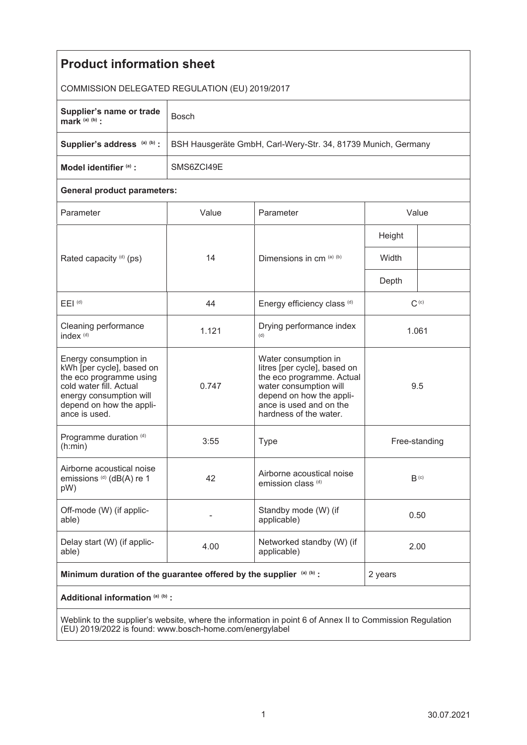# Product information sheet

COMMISSION DELEGATED REGULATION (EU) 2019/2017

| | |
|---|---|
| **Supplier's name or trade mark** [(a) (b)] **:** | Bosch |
| **Supplier's address** [(a) (b)] **:** | BSH Hausgeräte GmbH, Carl-Wery-Str. 34, 81739 Munich, Germany |
| **Model identifier** [(a)] **:** | SMS6ZCI49E |

**General product parameters:**

| Parameter | Value | Parameter | Value | |
|---|---|---|---|---|
| Rated capacity [(d)] (ps) | 14 | Dimensions in cm [(a) (b)] | Height | |
| | | | Width | |
| | | | Depth | |
| EEI [(d)] | 44 | Energy efficiency class [(d)] | C [(c)] | |
| Cleaning performance index [(d)] | 1.121 | Drying performance index [(d)] | 1.061 | |
| Energy consumption in kWh [per cycle], based on the eco programme using cold water fill. Actual energy consumption will depend on how the appliance is used. | 0.747 | Water consumption in litres [per cycle], based on the eco programme. Actual water consumption will depend on how the appliance is used and on the hardness of the water. | 9.5 | |
| Programme duration [(d)] (h:min) | 3:55 | Type | Free-standing | |
| Airborne acoustical noise emissions [(d)] (dB(A) re 1 pW) | 42 | Airborne acoustical noise emission class [(d)] | B [(c)] | |
| Off-mode (W) (if applicable) | - | Standby mode (W) (if applicable) | 0.50 | |
| Delay start (W) (if applicable) | 4.00 | Networked standby (W) (if applicable) | 2.00 | |

| | |
|---|---|
| **Minimum duration of the guarantee offered by the supplier** [(a) (b)] **:** | 2 years |

**Additional information** [(a) (b)] **:**

Weblink to the supplier's website, where the information in point 6 of Annex II to Commission Regulation (EU) 2019/2022 is found: www.bosch-home.com/energylabel

30.07.2021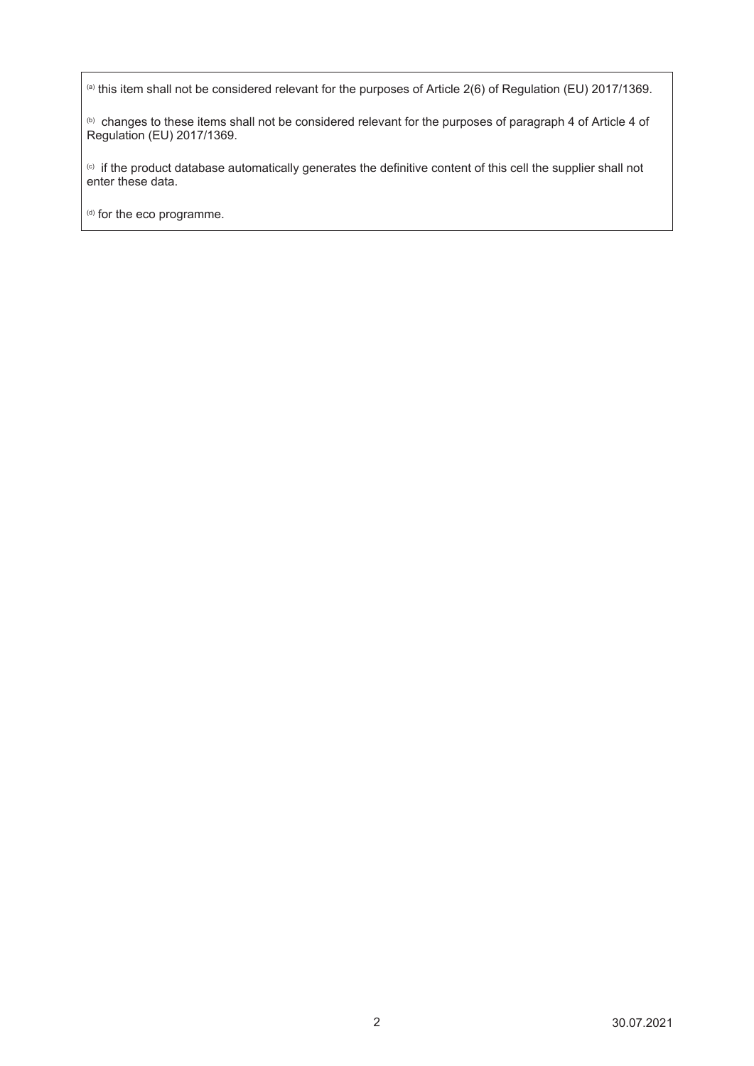[a] this item shall not be considered relevant for the purposes of Article 2(6) of Regulation (EU) 2017/1369.

[b] changes to these items shall not be considered relevant for the purposes of paragraph 4 of Article 4 of Regulation (EU) 2017/1369.

[c] if the product database automatically generates the definitive content of this cell the supplier shall not enter these data.

[d] for the eco programme.